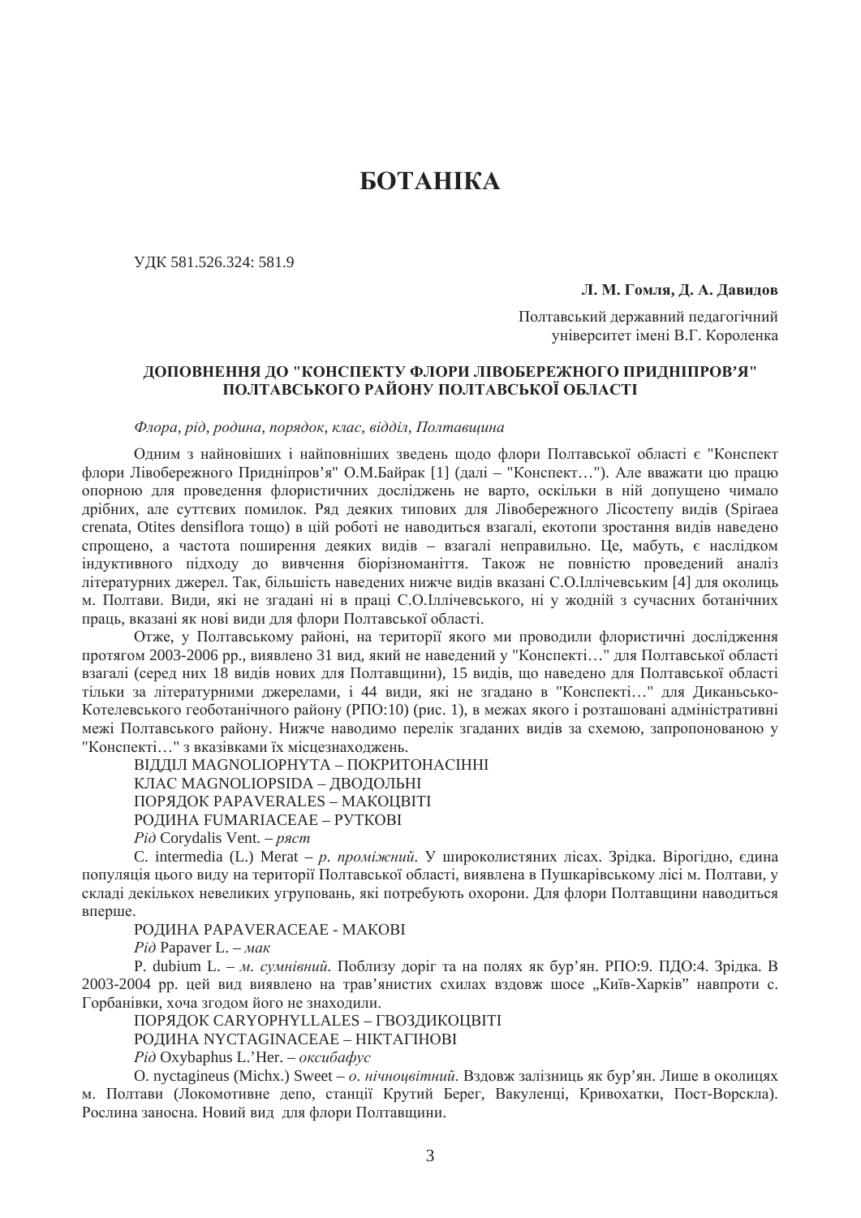# БОТАНІКА

УДК 581.526.324: 581.9

**Л. М. Гомля, Д. А. Давидов**

Полтавський державний педагогічний університет імені В.Г. Короленка

## ДОПОВНЕННЯ ДО "КОНСПЕКТУ ФЛОРИ ЛІВОБЕРЕЖНОГО ПРИДНІПРОВ'Я" ПОЛТАВСЬКОГО РАЙОНУ ПОЛТАВСЬКОЇ ОБЛАСТІ

*Флора, рід, родина, порядок, клас, відділ, Полтавщина*

Одним з найновіших і найповніших зведень щодо флори Полтавської області є "Конспект флори Лівобережного Придніпров'я" О.М.Байрак [1] (далі – "Конспект…"). Але вважати цю працю опорною для проведення флористичних досліджень не варто, оскільки в ній допущено чимало дрібних, але суттєвих помилок. Ряд деяких типових для Лівобережного Лісостепу видів (Spiraea crenata, Otites densiflora тощо) в цій роботі не наводиться взагалі, екотопи зростання видів наведено спрощено, а частота поширення деяких видів – взагалі неправильно. Це, мабуть, є наслідком індуктивного підходу до вивчення біорізноманіття. Також не повністю проведений аналіз літературних джерел. Так, більшість наведених нижче видів вказані С.О.Іллічевським [4] для околиць м. Полтави. Види, які не згадані ні в праці С.О.Іллічевського, ні у жодній з сучасних ботанічних праць, вказані як нові види для флори Полтавської області.

Отже, у Полтавському районі, на території якого ми проводили флористичні дослідження протягом 2003-2006 рр., виявлено 31 вид, який не наведений у "Конспекті…" для Полтавської області взагалі (серед них 18 видів нових для Полтавщини), 15 видів, що наведено для Полтавської області тільки за літературними джерелами, і 44 види, які не згадано в "Конспекті…" для Диканьсько-Котелевського геоботанічного району (РПО:10) (рис. 1), в межах якого і розташовані адміністративні межі Полтавського району. Нижче наводимо перелік згаданих видів за схемою, запропонованою у "Конспекті…" з вказівками їх місцезнаходжень.

ВІДДІЛ MAGNOLIOPHYTA – ПОКРИТОНАСІННІ

КЛАС MAGNOLIOPSIDA – ДВОДОЛЬНІ

ПОРЯДОК PAPAVERALES – МАКОЦВІТІ

РОДИНА FUMARIACEAE – РУТКОВІ

*Рід* Corydalis Vent. – *ряст*

C. intermedia (L.) Merat – *р. проміжний*. У широколистяних лісах. Зрідка. Вірогідно, єдина популяція цього виду на території Полтавської області, виявлена в Пушкарівському лісі м. Полтави, у складі декількох невеликих угруповань, які потребують охорони. Для флори Полтавщини наводиться вперше.

РОДИНА PAPAVERACEAE - МАКОВІ

*Рід* Papaver L. – *мак*

P. dubium L. – *м. сумнівний*. Поблизу доріг та на полях як бур'ян. РПО:9. ПДО:4. Зрідка. В 2003-2004 рр. цей вид виявлено на трав'янистих схилах вздовж шосе „Київ-Харків" навпроти с. Горбанівки, хоча згодом його не знаходили.

ПОРЯДОК CARYOPHYLLALES – ГВОЗДИКОЦВІТІ

РОДИНА NYCTAGINACEAE – НІКТАГІНОВІ

*Рід* Oxybaphus L.'Her. – *оксибафус*

O. nyctagineus (Michx.) Sweet – *о. нічноцвітний*. Вздовж залізниць як бур'ян. Лише в околицях м. Полтави (Локомотивне депо, станції Крутий Берег, Вакуленці, Кривохатки, Пост-Ворскла). Рослина заносна. Новий вид для флори Полтавщини.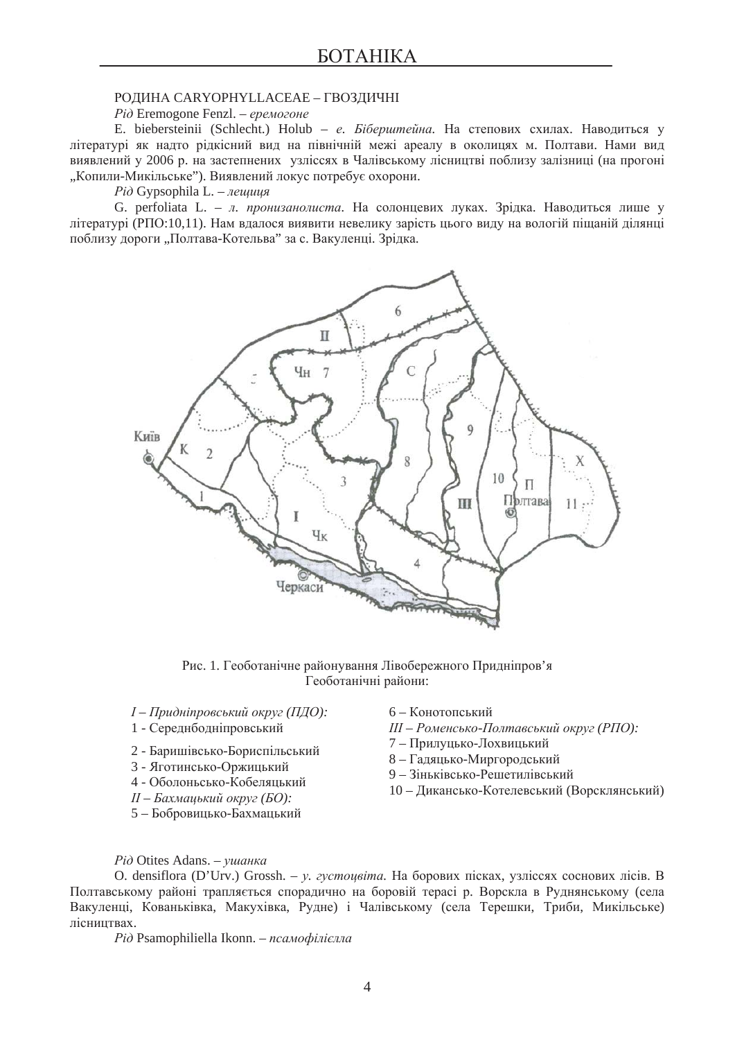РОДИНА CARYOPHYLLACEAE – ГВОЗДИЧНІ

*Рід* Eremogone Fenzl. – *еремогоне*

E. biebersteinii (Schlecht.) Holub – *е. Біберштейна.* На степових схилах. Наводиться у літературі як надто рідкісний вид на північній межі ареалу в околицях м. Полтави. Нами вид виявлений у 2006 р. на застепнених узліссях в Чалівському лісництві поблизу залізниці (на прогоні „Копили-Микільське"). Виявлений локус потребує охорони.

*Рід* Gypsophila L. – *лещиця*

G. perfoliata L. – *л. пронизанолиста.* На солонцевих луках. Зрідка. Наводиться лише у літературі (РПО:10,11). Нам вдалося виявити невелику зарість цього виду на вологій піщаній ділянці поблизу дороги „Полтава-Котельва" за с. Вакуленці. Зрідка.

Рис. 1. Геоботанічне районування Лівобережного Придніпров'я
Геоботанічні райони:

*I – Придніпровський округ (ПДО):*
1 - Середнбодніпровський
2 - Баришівсько-Бориспільський
3 - Яготинсько-Оржицький
4 - Оболонсько-Кобеляцький
*II – Бахмацький округ (БО):*
5 – Бобровицько-Бахмацький
6 – Конотопський
*III – Роменсько-Полтавський округ (РПО):*
7 – Прилуцько-Лохвицький
8 – Гадяцько-Миргородський
9 – Зіньківсько-Решетилівський
10 – Диканськo-Котелевський (Ворсклянський)

*Рід* Otites Adans. – *ушанка*

O. densiflora (D'Urv.) Grossh. – *у. густоцвіта.* На борових пісках, узліссях соснових лісів. В Полтавському районі трапляється спорадично на боровій терасі р. Ворскла в Руднянському (села Вакуленці, Кованьківка, Макухівка, Рудне) і Чалівському (села Терешки, Триби, Микільське) лісництвах.

*Рід* Psamophiliella Ikonn. – *псамофілієлла*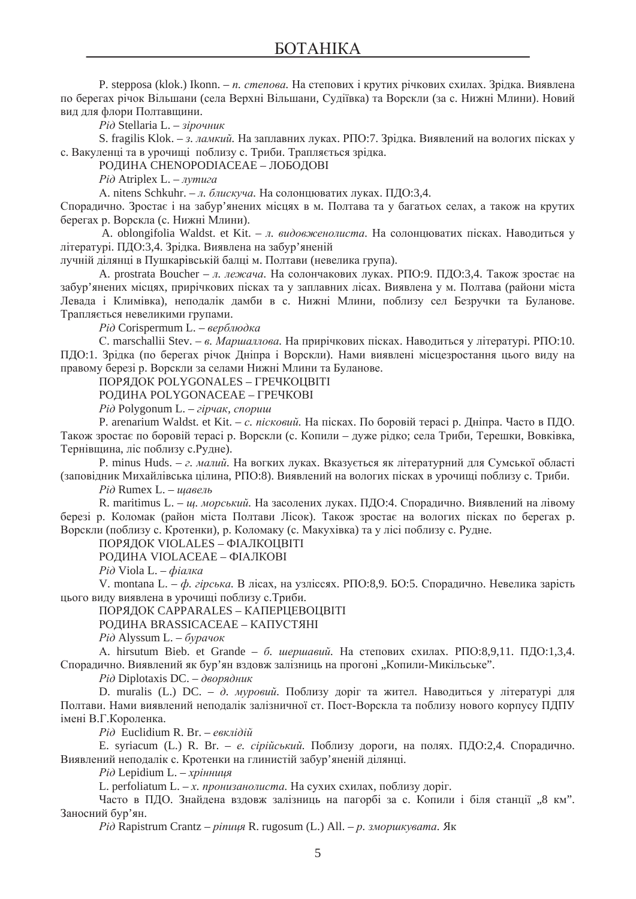P. stepposa (klok.) Ikonn. – *п. степова.* На степових і крутих річкових схилах. Зрідка. Виявлена по берегах річок Вільшани (села Верхні Вільшани, Судіївка) та Ворскли (за с. Нижні Млини). Новий вид для флори Полтавщини.

*Рід* Stellaria L. – *зірочник*

S. fragilis Klok. – *з. ламкий.* На заплавних луках. РПО:7. Зрідка. Виявлений на вологих пісках у с. Вакуленці та в урочищі поблизу с. Трибы. Трапляється зрідка.

РОДИНА CHENOPODIACEAE – ЛОБОДОВІ

*Рід* Atriplex L. – *лутига*

A. nitens Schkuhr. – *л. блискуча.* На солонцюватих луках. ПДО:3,4.

Спорадично. Зростає і на забур'янених місцях в м. Полтава та у багатьох селах, а також на крутих берегах р. Ворскла (с. Нижні Млини).

A. oblongifolia Waldst. et Kit. – *л. видовженолиста.* На солонцюватих пісках. Наводиться у літературі. ПДО:3,4. Зрідка. Виявлена на забур'яненій лучній ділянці в Пушкарівській балці м. Полтави (невелика група).

A. prostrata Boucher – *л. лежача.* На солончакових луках. РПО:9. ПДО:3,4. Також зростає на забур'янених місцях, прирічкових пісках та у заплавних лісах. Виявлена у м. Полтава (райони міста Левада і Климівка), неподалік дамби в с. Нижні Млини, поблизу сел Безручки та Буланове. Трапляється невеликими групами.

*Рід* Corispermum L. – *верблюдка*

C. marschallii Stev. – *в. Маршаллова.* На прирічкових пісках. Наводиться у літературі. РПО:10. ПДО:1. Зрідка (по берегах річок Дніпра і Ворскли). Нами виявлені місцезростання цього виду на правому березі р. Ворскли за селами Нижні Млини та Буланове.

ПОРЯДОК POLYGONALES – ГРЕЧКОЦВІТІ

РОДИНА POLYGONACEAE – ГРЕЧКОВІ

*Рід* Polygonum L. – *гірчак, спориш*

P. arenarium Waldst. et Kit. – *с. пісковий.* На пісках. По боровій терасі р. Дніпра. Часто в ПДО. Також зростає по боровій терасі р. Ворскли (с. Копили – дуже рідко; села Трибы, Терешки, Вовківка, Тернівщина, ліс поблизу с.Рудне).

P. minus Huds. – *г. малий.* На вогких луках. Вказується як літературний для Сумської області (заповідник Михайлівська цілина, РПО:8). Виявлений на вологих пісках в урочищі поблизу с. Трибы.

*Рід* Rumex L. – *щавель*

R. maritimus L. – *щ. морський.* На засолених луках. ПДО:4. Спорадично. Виявлений на лівому березі р. Коломак (район міста Полтави Лісок). Також зростає на вологих пісках по берегах р. Ворскли (поблизу с. Кротенки), р. Коломаку (с. Макухівка) та у лісі поблизу с. Рудне.

ПОРЯДОК VIOLALES – ФІАЛКОЦВІТІ

РОДИНА VIOLACEAE – ФІАЛКОВІ

*Рід* Viola L. – *фіалка*

V. montana L. – *ф. гірська.* В лісах, на узліссях. РПО:8,9. БО:5. Спорадично. Невелика зарість цього виду виявлена в урочищі поблизу с.Трибы.

ПОРЯДОК CAPPARALES – КАПЕРЦЕВОЦВІТІ

РОДИНА BRASSICACEAE – КАПУСТЯНІ

*Рід* Alyssum L. – *бурачок*

A. hirsutum Bieb. et Grande – *б. шершавий.* На степових схилах. РПО:8,9,11. ПДО:1,3,4. Спорадично. Виявлений як бур'ян вздовж залізниць на прогоні „Копили-Мікільське".

*Рід* Diplotaxis DC. – *дворядник*

D. muralis (L.) DC. – *д. муровий.* Поблизу доріг та жител. Наводиться у літературі для Полтави. Нами виявлений неподалік залізничної ст. Пост-Ворскла та поблизу нового корпусу ПДПУ імені В.Г.Короленка.

*Рід* Euclidium R. Br. – *евклідій*

E. syriacum (L.) R. Br. – *е. сірійський.* Поблизу дороги, на полях. ПДО:2,4. Спорадично. Виявлений неподалік с. Кротенки на глинистій забур'яненій ділянці.

*Рід* Lepidium L. – *хрінниця*

L. perfoliatum L. – *х. пронизанолиста.* На сухих схилах, поблизу доріг.

Часто в ПДО. Знайдена вздовж залізниць на пагорбі за с. Копили і біля станції „8 км". Заносний бур'ян.

*Рід* Rapistrum Crantz – *ріпиця* R. rugosum (L.) All. – *р. зморшкувата.* Як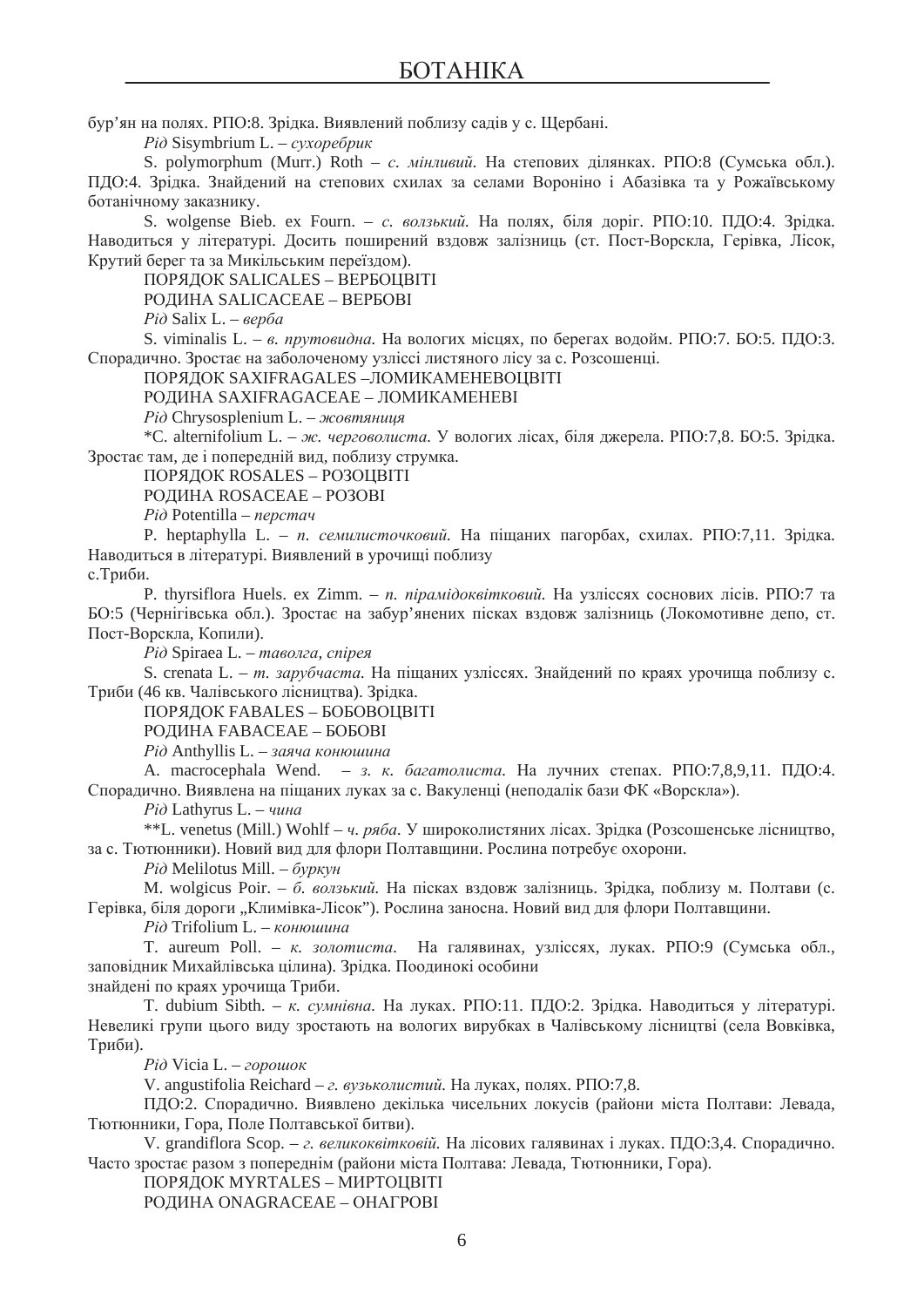бур'ян на полях. РПО:8. Зрідка. Виявлений поблизу садів у с. Щербані.

*Рід* Sisymbrium L. – *сухоребрик*

S. polymorphum (Murr.) Roth – *с. мінливий*. На степових ділянках. РПО:8 (Сумська обл.). ПДО:4. Зрідка. Знайдений на степових схилах за селами Вороніно і Абазівка та у Рожаївському ботанічному заказнику.

S. wolgense Bieb. ex Fourn. – *с. волзький*. На полях, біля доріг. РПО:10. ПДО:4. Зрідка. Наводиться у літературі. Досить поширений вздовж залізниць (ст. Пост-Ворскла, Герівка, Лісок, Крутий берег та за Микільським переїздом).

ПОРЯДОК SALICALES – ВЕРБОЦВІТІ

РОДИНА SALICACEAE – ВЕРБОВІ

*Рід* Salix L. – *верба*

S. viminalis L. – *в. прутовидна*. На вологих місцях, по берегах водойм. РПО:7. БО:5. ПДО:3. Спорадично. Зростає на заболоченому узліссі листяного лісу за с. Розсошенці.

ПОРЯДОК SAXIFRAGALES –ЛОМИКАМЕНЕВОЦВІТІ

РОДИНА SAXIFRAGACEAE – ЛОМИКАМЕНЕВІ

*Рід* Chrysosplenium L. – *жовтяниця*

*C. alternifolium L. – *ж. черговолиста*. У вологих лісах, біля джерела. РПО:7,8. БО:5. Зрідка. Зростає там, де і попередній вид, поблизу струмка.

ПОРЯДОК ROSALES – РОЗОЦВІТІ

РОДИНА ROSACEAE – РОЗОВІ

*Рід* Potentilla – *перстач*

P. heptaphylla L. – *п. семилисточковий*. На піщаних пагорбах, схилах. РПО:7,11. Зрідка. Наводиться в літературі. Виявлений в урочищі поблизу с.Триби.

P. thyrsiflora Huels. ex Zimm. – *п. пірамідоквітковий*. На узліссях соснових лісів. РПО:7 та БО:5 (Чернігівська обл.). Зростає на забур'янених пісках вздовж залізниць (Локомотивне депо, ст. Пост-Ворскла, Копили).

*Рід* Spiraea L. – *таволга, спірея*

S. crenata L. – *т. зарубчаста*. На піщаних узліссях. Знайдений по краях урочища поблизу с. Триби (46 кв. Чалівського лісництва). Зрідка.

ПОРЯДОК FABALES – БОБОВОЦВІТІ

РОДИНА FABACEAE – БОБОВІ

*Рід* Anthyllis L. – *заяча конюшина*

A. macrocephala Wend. – *з. к. багатолиста*. На лучних степах. РПО:7,8,9,11. ПДО:4. Спорадично. Виявлена на піщаних луках за с. Вакуленці (неподалік бази ФК «Ворскла»).

*Рід* Lathyrus L. – *чина*

**L. venetus (Mill.) Wohlf – *ч. ряба*. У широколистяних лісах. Зрідка (Розсошенське лісництво, за с. Тютюнники). Новий вид для флори Полтавщини. Рослина потребує охорони.

*Рід* Melilotus Mill. – *буркун*

M. wolgicus Poir. – *б. волзький*. На пісках вздовж залізниць. Зрідка, поблизу м. Полтави (с. Герівка, біля дороги „Климівка-Лісок"). Рослина заносна. Новий вид для флори Полтавщини.

*Рід* Trifolium L. – *конюшина*

T. aureum Poll. – *к. золотиста*. На галявинах, узліссях, луках. РПО:9 (Сумська обл., заповідник Михайлівська цілина). Зрідка. Поодинокі особини знайдені по краях урочища Триби.

T. dubium Sibth. – *к. сумнівна*. На луках. РПО:11. ПДО:2. Зрідка. Наводиться у літературі. Невеликі групи цього виду зростають на вологих вирубках в Чалівському лісництві (села Вовківка, Триби).

*Рід* Vicia L. – *горошок*

V. angustifolia Reichard – *г. вузьколистий*. На луках, полях. РПО:7,8. ПДО:2. Спорадично. Виявлено декілька чисельних локусів (райони міста Полтави: Левада, Тютюнники, Гора, Поле Полтавської битви).

V. grandiflora Scop. – *г. великоквітковій*. На лісових галявинах і луках. ПДО:3,4. Спорадично. Часто зростає разом з попереднім (райони міста Полтава: Левада, Тютюнники, Гора).

ПОРЯДОК MYRTALES – МИРТОЦВІТІ

РОДИНА ONAGRACEAE – ОНАГРОВІ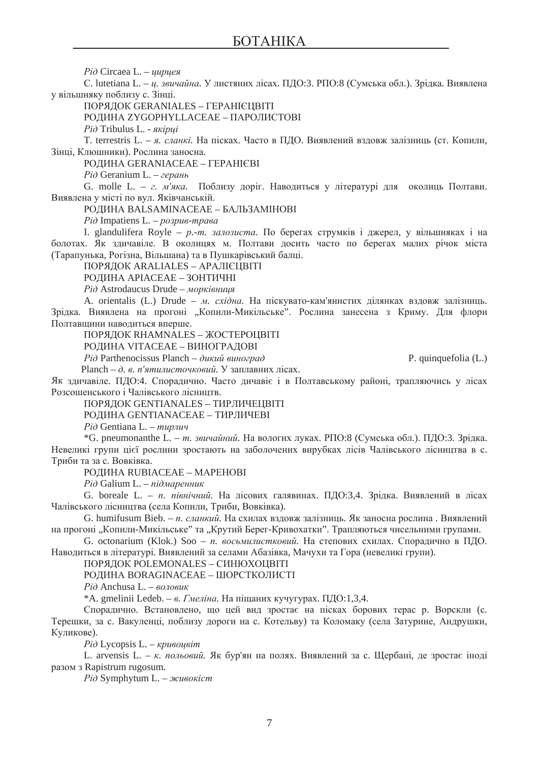*Рід* Circaea L. – *цирцея*

C. lutetiana L. – *ц. звичайна.* У листяних лісах. ПДО:3. РПО:8 (Сумська обл.). Зрідка. Виявлена у вільшняку поблизу с. Зінці.

ПОРЯДОК GERANIALES – ГЕРАНІЄЦВІТІ

РОДИНА ZYGOPHYLLACEAE – ПАРОЛИСТОВІ

*Рід* Tribulus L. - *якірці*

T. terrestris L. – *я. сланкі.* На пісках. Часто в ПДО. Виявлений вздовж залізниць (ст. Копили, Зінці, Клюшники). Рослина заносна.

РОДИНА GERANIACEAE – ГЕРАНІЄВІ

*Рід* Geranium L. – *герань*

G. molle L. – *г. м'яка.* Поблизу доріг. Наводиться у літературі для околиць Полтави. Виявлена у місті по вул. Яківчанській.

РОДИНА BALSAMINACEAE – БАЛЬЗАМІНОВІ

*Рід* Impatiens L. – *розрив-трава*

I. glandulifera Royle – *р.-т. залозиста.* По берегах струмків і джерел, у вільшняках і на болотах. Як здичавіле. В околицях м. Полтави досить часто по берегах малих річок міста (Тарапунька, Рогізна, Вільшана) та в Пушкарівській балці.

ПОРЯДОК ARALIALES – АРАЛІЄЦВІТІ

РОДИНА APIACEAE – ЗОНТИЧНІ

*Рід* Astrodaucus Drude – *морквівниця*

A. orientalis (L.) Drude – *м. східна.* На піскувато-кам'янистих ділянках вздовж залізниць. Зрідка. Виявлена на прогоні „Копили-Микільське". Рослина занесена з Криму. Для флори Полтавщини наводиться вперше.

ПОРЯДОК RHAMNALES – ЖОСТЕРОЦВІТІ

РОДИНА VITACEAE – ВИНОГРАДОВІ

*Рід* Parthenocissus Planch – *дикий виноград*

P. quinquefolia (L.) Planch – *д. в. п'ятилисточковий.* У заплавних лісах. Як здичавіле. ПДО:4. Спорадично. Часто дичавіє і в Полтавському районі, трапляючись у лісах Розсошенського і Чалівського лісництв.

ПОРЯДОК GENTIANALES – ТИРЛИЧЕЦВІТІ

РОДИНА GENTIANACEAE – ТИРЛИЧЕВІ

*Рід* Gentiana L. – *тирлич*

*G. pneumonanthe L. – *т. звичайний.* На вологих луках. РПО:8 (Сумська обл.). ПДО:3. Зрідка. Невеликі групи цієї рослини зростають на заболочених вирубках лісів Чалівського лісництва в с. Триби та за с. Вовківка.

РОДИНА RUBIACEAE – МАРЕНОВІ

*Рід* Galium L. – *підмаренник*

G. boreale L. – *п. північний.* На лісових галявинах. ПДО:3,4. Зрідка. Виявлений в лісах Чалівського лісництва (села Копили, Трибі, Вовківка).

G. humifusum Bieb. – *п. сланкий.* На схилах вздовж залізниць. Як заносна рослина . Виявлений на прогоні „Копили-Микільське" та „Крутий Берег-Кривохатки". Трапляються чисельними групами.

G. octonarium (Klok.) Soo – *п. восьмилистковий.* На степових схилах. Спорадично в ПДО. Наводиться в літературі. Виявлений за селами Абазівка, Мачухи та Гора (невеликі групи).

ПОРЯДОК POLEMONALES – СИНЮХОЦВІТІ

РОДИНА BORAGINACEAE – ШОРСТКОЛИСТІ

*Рід* Anchusa L. – *воловик*

*A. gmelinii Ledeb. – *в. Гмеліна.* На піщаних кучугурах. ПДО:1,3,4.

Спорадично. Встановлено, що цей вид зростає на пісках борових терас р. Ворскли (с. Терешки, за с. Вакуленці, поблизу дороги на с. Котельву) та Коломаку (села Затурине, Андрушки, Куликове).

*Рід* Lycopsis L. – *кривоцвіт*

L. arvensis L. – *к. польовий.* Як бур'ян на полях. Виявлений за с. Щербані, де зростає іноді разом з Rapistrum rugosum.

*Рід* Symphytum L. – *живокіст*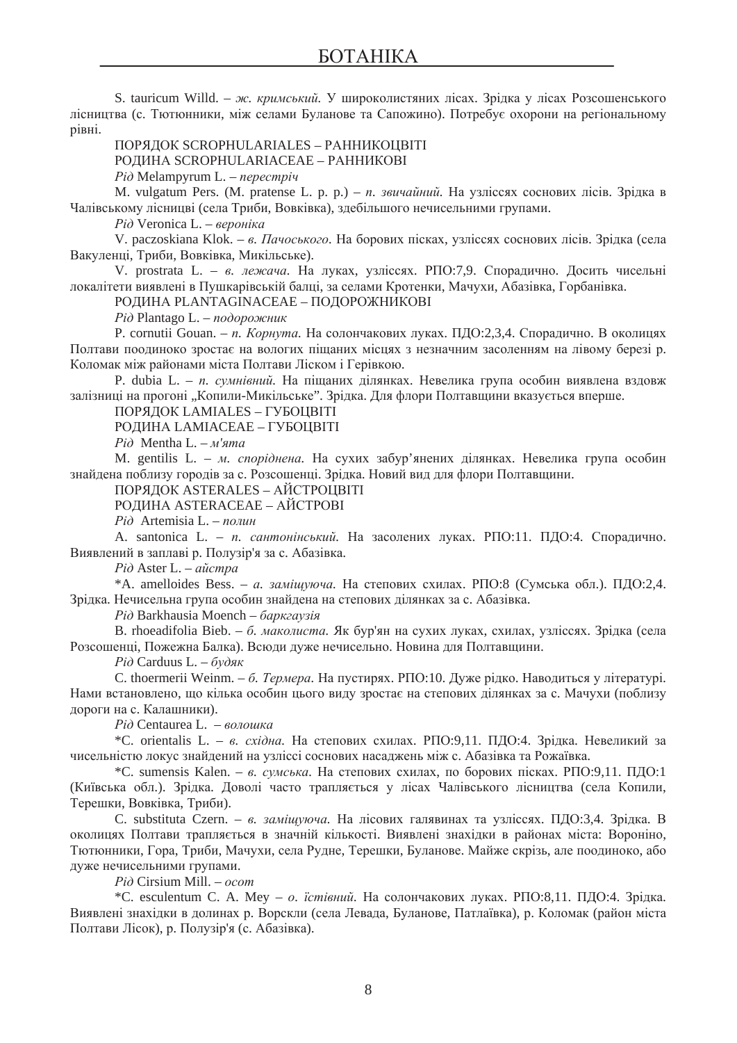S. tauricum Willd. – *ж. кримський.* У широколистяних лісах. Зрідка у лісах Розсошенського лісництва (с. Тютюнники, між селами Буланове та Сапожино). Потребує охорони на регіональному рівні.

ПОРЯДОК SCROPHULARIALES – РАННИКОЦВІТІ

РОДИНА SCROPHULARIACEAE – РАННИКОВІ

*Рід* Melampyrum L. – *перестріч*

M. vulgatum Pers. (M. pratense L. p. p.) – *п. звичайний.* На узліссях соснових лісів. Зрідка в Чалівському лісництві (села Триби, Вовківка), здебільшого нечисельними групами.

*Рід* Veronica L. – *вероніка*

V. paczoskiana Klok. – *в. Пачоського.* На борових пісках, узліссях соснових лісів. Зрідка (села Вакуленці, Триби, Вовківка, Микільське).

V. prostrata L. – *в. лежача.* На луках, узліссях. РПО:7,9. Спорадично. Досить чисельні локалітети виявлені в Пушкарівській балці, за селами Кротенки, Мачухи, Абазівка, Горбанівка.

РОДИНА PLANTAGINACEAE – ПОДОРОЖНИКОВІ

*Рід* Plantago L. – *подорожник*

P. cornutii Gouan. – *п. Корнута.* На солончакових луках. ПДО:2,3,4. Спорадично. В околицях Полтави поодиноко зростає на вологих піщаних місцях з незначним засоленням на лівому березі р. Коломак між районами міста Полтави Ліском і Герівкою.

P. dubia L. – *п. сумнівний.* На піщаних ділянках. Невелика група особин виявлена вздовж залізниці на прогоні „Копили-Микільське”. Зрідка. Для флори Полтавщини вказується вперше.

ПОРЯДОК LAMIALES – ГУБОЦВІТІ

РОДИНА LAMIACEAE – ГУБОЦВІТІ

*Рід* Mentha L. – *м'ята*

M. gentilis L. – *м. споріднена.* На сухих забур’янених ділянках. Невелика група особин знайдена поблизу городів за с. Розсошенці. Зрідка. Новий вид для флори Полтавщини.

ПОРЯДОК ASTERALES – АЙСТРОЦВІТІ

РОДИНА ASTERACEAE – АЙСТРОВІ

*Рід* Artemisia L. – *полин*

A. santonica L. – *п. сантонінський.* На засолених луках. РПО:11. ПДО:4. Спорадично. Виявлений в заплаві р. Полузір'я за с. Абазівка.

*Рід* Aster L. – *айстра*

*A. amelloides Bess. – *а. заміщуюча.* На степових схилах. РПО:8 (Сумська обл.). ПДО:2,4. Зрідка. Нечисельна група особин знайдена на степових ділянках за с. Абазівка.

*Рід* Barkhausia Moench – *баркгаузія*

B. rhoeadifolia Bieb. – *б. маколиста.* Як бур'ян на сухих луках, схилах, узліссях. Зрідка (села Розсошенці, Пожежна Балка). Всюди дуже нечисельно. Новина для Полтавщини.

*Рід* Carduus L. – *будяк*

C. thoermerii Weinm. – *б. Термера.* На пустирях. РПО:10. Дуже рідко. Наводиться у літературі. Нами встановлено, що кілька особин цього виду зростає на степових ділянках за с. Мачухи (поблизу дороги на с. Калашники).

*Рід* Centaurea L. – *волошка*

*C. orientalis L. – *в. східна.* На степових схилах. РПО:9,11. ПДО:4. Зрідка. Невеликий за чисельністю локус знайдений на узліссі соснових насаджень між с. Абазівка та Рожаївка.

*C. sumensis Kalen. – *в. сумська.* На степових схилах, по борових пісках. РПО:9,11. ПДО:1 (Київська обл.). Зрідка. Доволі часто трапляється у лісах Чалівського лісництва (села Копили, Терешки, Вовківка, Триби).

C. substituta Czern. – *в. заміщуюча.* На лісових галявинах та узліссях. ПДО:3,4. Зрідка. В околицях Полтави трапляється в значній кількості. Виявлені знахідки в районах міста: Вороніно, Тютюнники, Гора, Триби, Мачухи, села Рудне, Терешки, Буланове. Майже скрізь, але поодиноко, або дуже нечисельними групами.

*Рід* Cirsium Mill. – *осот*

*C. esculentum C. A. Mey – *о. їстівний.* На солончакових луках. РПО:8,11. ПДО:4. Зрідка. Виявлені знахідки в долинах р. Ворскли (села Левада, Буланове, Патлаївка), р. Коломак (район міста Полтави Лісок), р. Полузір'я (с. Абазівка).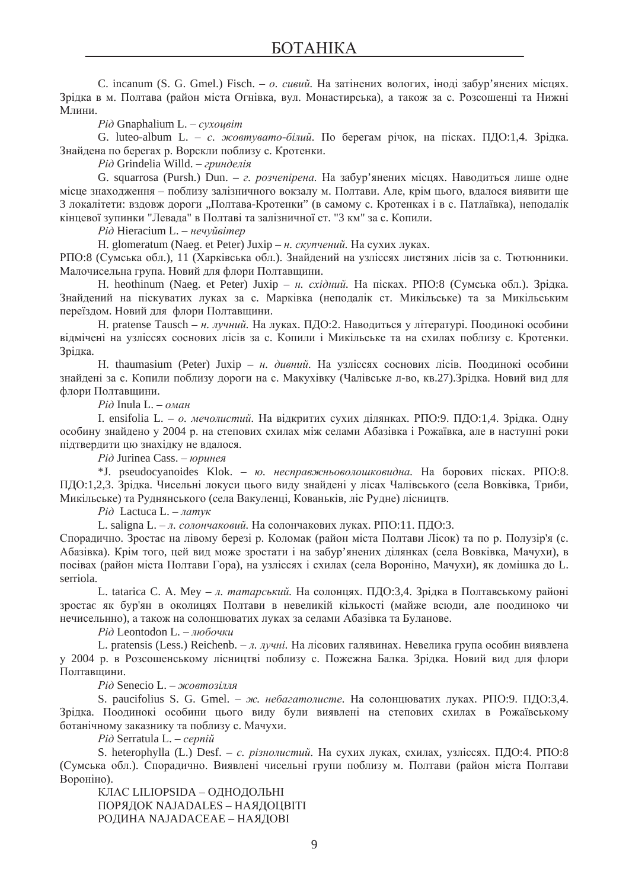C. incanum (S. G. Gmel.) Fisch. – *о. сивий.* На затінених вологих, іноді забур'янених місцях. Зрідка в м. Полтава (район міста Огнівка, вул. Монастирська), а також за с. Розсошенці та Нижні Млини.

*Рід* Gnaphalium L. – *сухоцвіт*

G. luteo-album L. – *с. жовтувато-білий.* По берегам річок, на пісках. ПДО:1,4. Зрідка. Знайдена по берегах р. Ворскли поблизу с. Кротенки.

*Рід* Grindelia Willd. – *гринделія*

G. squarrosa (Pursh.) Dun. – *г. розчепірена.* На забур'янених місцях. Наводиться лише одне місце знаходження – поблизу залізничного вокзалу м. Полтави. Але, крім цього, вдалося виявити ще 3 локалітети: вздовж дороги „Полтава-Кротенки" (в самому с. Кротенках і в с. Патлаївка), неподалік кінцевої зупинки "Левада" в Полтаві та залізничної ст. "3 км" за с. Копили.

*Рід* Hieracium L. – *нечуйвітер*

H. glomeratum (Naeg. et Peter) Juxip – *н. скупчений.* На сухих луках. РПО:8 (Сумська обл.), 11 (Харківська обл.). Знайдений на узліссях листяних лісів за с. Тютюнники. Малочисельна група. Новий для флори Полтавщини.

H. heothinum (Naeg. et Peter) Juxip – *н. східний.* На пісках. РПО:8 (Сумська обл.). Зрідка. Знайдений на піскуватих луках за с. Марківка (неподалік ст. Микільське) та за Микільським переїздом. Новий для флори Полтавщини.

H. pratense Tausch – *н. лучний.* На луках. ПДО:2. Наводиться у літературі. Поодинокі особини відмічені на узліссях соснових лісів за с. Копили і Микільське та на схилах поблизу с. Кротенки. Зрідка.

H. thaumasium (Peter) Juxip – *н. дивний.* На узліссях соснових лісів. Поодинокі особини знайдені за с. Копили поблизу дороги на с. Макухівку (Чалівське л-во, кв.27).Зрідка. Новий вид для флори Полтавщини.

*Рід* Inula L. – *оман*

I. ensifolia L. – *о. мечолистий.* На відкритих сухих ділянках. РПО:9. ПДО:1,4. Зрідка. Одну особину знайдено у 2004 р. на степових схилах між селами Абазівка і Рожаївка, але в наступні роки підтвердити цю знахідку не вдалося.

*Рід* Jurinea Cass. – *юринея*

*J. pseudocyanoides Klok. – *ю. несправжньоволошковидна.* На борових пісках. РПО:8. ПДО:1,2,3. Зрідка. Чисельні локуси цього виду знайдені у лісах Чалівського (села Вовківка, Трибі, Микільське) та Руднянського (села Вакуленці, Кованьків, ліс Рудне) лісництв.

*Рід* Lactuca L. – *латук*

L. saligna L. – *л. солончаковий.* На солончакових луках. РПО:11. ПДО:3. Спорадично. Зростає на лівому березі р. Коломак (район міста Полтави Лісок) та по р. Полузір'я (с. Абазівка). Крім того, цей вид може зростати і на забур'янених ділянках (села Вовківка, Мачухи), в посівах (район міста Полтави Гора), на узліссях і схилах (села Вороніно, Мачухи), як домішка до L. serriola.

L. tatarica C. A. Mey – *л. татарський.* На солонцях. ПДО:3,4. Зрідка в Полтавському районі зростає як бур'ян в околицях Полтави в невеликій кількості (майже всюди, але поодиноко чи нечисельно), а також на солонцюватих луках за селами Абазівка та Буланове.

*Рід* Leontodon L. – *любочки*

L. pratensis (Less.) Reichenb. – *л. лучні.* На лісових галявинах. Невелика група особин виявлена у 2004 р. в Розсошенському лісництві поблизу с. Пожежна Балка. Зрідка. Новий вид для флори Полтавщини.

*Рід* Senecio L. – *жовтозілля*

S. paucifolius S. G. Gmel. – *ж. небагатолисте.* На солонцюватих луках. РПО:9. ПДО:3,4. Зрідка. Поодинокі особини цього виду були виявлені на степових схилах в Рожаївському ботанічному заказнику та поблизу с. Мачухи.

*Рід* Serratula L. – *серпій*

S. heterophylla (L.) Desf. – *с. різнолистий.* На сухих луках, схилах, узліссях. ПДО:4. РПО:8 (Сумська обл.). Спорадично. Виявлені чисельні групи поблизу м. Полтави (район міста Полтави Вороніно).

КЛАС LILIOPSIDA – ОДНОДОЛЬНІ

ПОРЯДОК NAJADALES – НАЯДОЦВІТІ

РОДИНА NAJADACEAE – НАЯДОВІ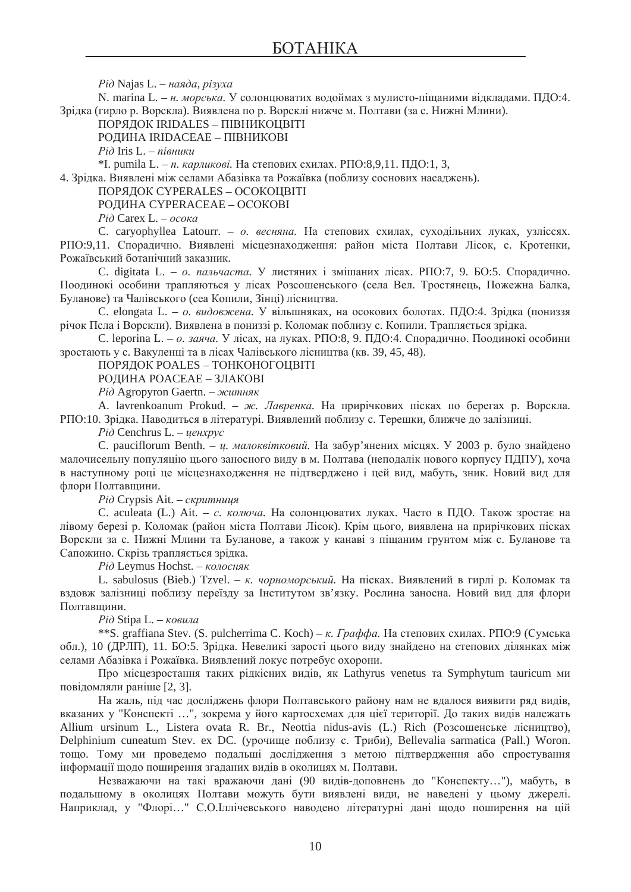*Рід* Najas L. – *наяда, різуха*

N. marina L. – *н. морська.* У солонцюватих водоймах з мулисто-піщаними відкладами. ПДО:4. Зрідка (гирло р. Ворскла). Виявлена по р. Ворсклі нижче м. Полтави (за с. Нижні Млини).

ПОРЯДОК IRIDALES – ПІВНИКОЦВІТІ

РОДИНА IRIDACEAE – ПІВНИКОВІ

*Рід* Iris L. – *півники*

*I. pumila L. – *п. карликові.* На степових схилах. РПО:8,9,11. ПДО:1, 3, 4. Зрідка. Виявлені між селами Абазівка та Рожаївка (поблизу соснових насаджень).

ПОРЯДОК CYPERALES – ОСОКОЦВІТІ

РОДИНА CYPERACEAE – ОСОКОВІ

*Рід* Carex L. – *осока*

C. caryophyllea Latourr. – *о. весняна.* На степових схилах, суходільних луках, узліссях. РПО:9,11. Спорадично. Виявлені місцезнаходження: район міста Полтави Лісок, с. Кротенки, Рожаївський ботанічний заказник.

C. digitata L. – *о. пальчаста.* У листяних і змішаних лісах. РПО:7, 9. БО:5. Спорадично. Поодинокі особини трапляються у лісах Розсошенського (села Вел. Тростянець, Пожежна Балка, Буланове) та Чалівського (сеа Копили, Зінці) лісництва.

C. elongata L. – *о. видовжена.* У вільшняках, на осокових болотах. ПДО:4. Зрідка (пониззя річок Псла і Ворскли). Виявлена в пониззі р. Коломак поблизу с. Копили. Трапляється зрідка.

C. leporina L. – *о. заяча.* У лісах, на луках. РПО:8, 9. ПДО:4. Спорадично. Поодинокі особини зростають у с. Вакуленці та в лісах Чалівського лісництва (кв. 39, 45, 48).

ПОРЯДОК POALES – ТОНКОНОГОЦВІТІ

РОДИНА POACEAE – ЗЛАКОВІ

*Рід* Agropyron Gaertn. – *житняк*

A. lavrenkoanum Prokud. – *ж. Лавренка.* На прирічкових пісках по берегах р. Ворскла. РПО:10. Зрідка. Наводиться в літературі. Виявлений поблизу с. Терешки, ближче до залізниці.

*Рід* Cenchrus L. – *ценхрус*

C. pauciflorum Benth. – *ц. малоквітковий.* На забур'янених місцях. У 2003 р. було знайдено малочисельну популяцію цього заносного виду в м. Полтава (неподалік нового корпусу ПДПУ), хоча в наступному році це місцезнаходження не підтверджено і цей вид, мабуть, зник. Новий вид для флори Полтавщини.

*Рід* Crypsis Ait. – *скритниця*

C. aculeata (L.) Ait. – *с. колюча.* На солонцюватих луках. Часто в ПДО. Також зростає на лівому березі р. Коломак (район міста Полтави Лісок). Крім цього, виявлена на прирічкових пісках Ворскли за с. Нижні Млини та Буланове, а також у канаві з піщаним грунтом між с. Буланове та Сапожино. Скрізь трапляється зрідка.

*Рід* Leymus Hochst. – *колосняк*

L. sabulosus (Bieb.) Tzvel. – *к. чорноморський.* На пісках. Виявлений в гирлі р. Коломак та вздовж залізниці поблизу переїзду за Інститутом зв'язку. Рослина заносна. Новий вид для флори Полтавщини.

*Рід* Stipa L. – *ковила*

**S. graffiana Stev. (S. pulcherrima C. Koch) – *к. Граффа.* На степових схилах. РПО:9 (Сумська обл.), 10 (ДРЛП), 11. БО:5. Зрідка. Невеликі зарості цього виду знайдено на степових ділянках між селами Абазівка і Рожаївка. Виявлений локус потребує охорони.

Про місцезростання таких рідкісних видів, як Lathyrus venetus та Symphytum tauricum ми повідомляли раніше [2, 3].

На жаль, під час досліджень флори Полтавського району нам не вдалося виявити ряд видів, вказаних у "Конспекті …", зокрема у його картосхемах для цієї території. До таких видів належать Allium ursinum L., Listera ovata R. Br., Neottia nidus-avis (L.) Rich (Розсошенське лісництво), Delphinium cuneatum Stev. ex DC. (урочище поблизу с. Триби), Bellevalia sarmatica (Pall.) Woron. тощо. Тому ми проведемо подальші дослідження з метою підтвердження або спростування інформації щодо поширення згаданих видів в околицях м. Полтави.

Незважаючи на такі вражаючи дані (90 видів-доповнень до "Конспекту…"), мабуть, в подальшому в околицях Полтави можуть бути виявлені види, не наведені у цьому джерелі. Наприклад, у "Флорі…" С.О.Іллічевського наводено літературні дані щодо поширення на цій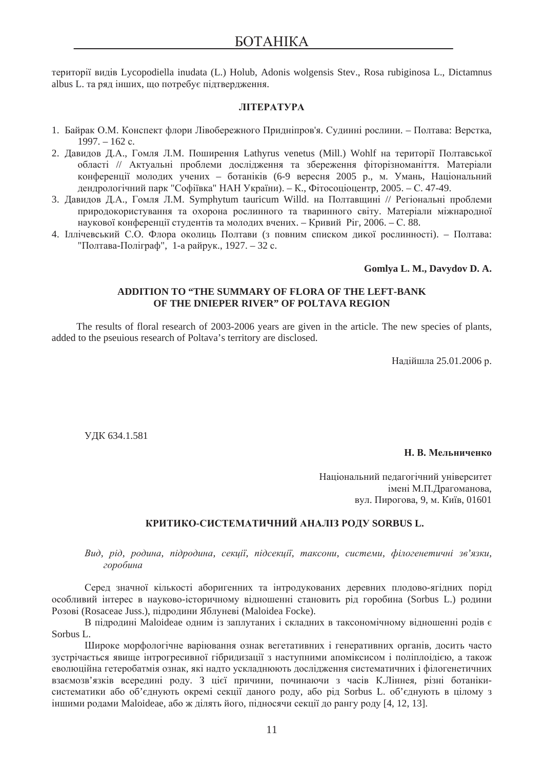території видів Lycopodiella inudata (L.) Holub, Adonis wolgensis Stev., Rosa rubiginosa L., Dictamnus albus L. та ряд інших, що потребує підтвердження.

### ЛІТЕРАТУРА

1. Байрак О.М. Конспект флори Лівобережного Придніпров'я. Судинні рослини. – Полтава: Верстка, 1997. – 162 с.
2. Давидов Д.А., Гомля Л.М. Поширення Lathyrus venetus (Mill.) Wohlf на території Полтавської області // Актуальні проблеми дослідження та збереження фіторізноманіття. Матеріали конференції молодих учених – ботаніків (6-9 вересня 2005 р., м. Умань, Національний дендрологічний парк "Софіївка" НАН України). – К., Фітосоціоцентр, 2005. – С. 47-49.
3. Давидов Д.А., Гомля Л.М. Symphytum tauricum Willd. на Полтавщині // Регіональні проблеми природокористування та охорона рослинного та тваринного світу. Матеріали міжнародної наукової конференції студентів та молодих вчених. – Кривий Ріг, 2006. – С. 88.
4. Іллічевський С.О. Флора околиць Полтави (з повним списком дикої рослинності). – Полтава: "Полтава-Поліграф", 1-а райрук., 1927. – 32 с.

**Gomlya L. M., Davydov D. A.**

### ADDITION TO "THE SUMMARY OF FLORA OF THE LEFT-BANK OF THE DNIEPER RIVER" OF POLTAVA REGION

The results of floral research of 2003-2006 years are given in the article. The new species of plants, added to the pseuious research of Poltava's territory are disclosed.

Надійшла 25.01.2006 р.

УДК 634.1.581

**Н. В. Мельниченко**

Національний педагогічний університет
імені М.П.Драгоманова,
вул. Пирогова, 9, м. Київ, 01601

## КРИТИКО-СИСТЕМАТИЧНИЙ АНАЛІЗ РОДУ SORBUS L.

*Вид, рід, родина, підродина, секції, підсекції, таксони, системи, філогенетичні зв'язки, горобина*

Серед значної кількості аборигенних та інтродукованих деревних плодово-ягідних порід особливий інтерес в науково-історичному відношенні становить рід горобина (Sorbus L.) родини Розові (Rosaceae Juss.), підродини Яблуневі (Maloidea Focke).

В підродині Maloideae одним із заплутаних і складних в таксономічному відношенні родів є Sorbus L.

Широке морфологічне варіювання ознак вегетативних і генеративних органів, досить часто зустрічається явище інтрогресивної гібридизації з наступними апоміксисом і поліплоідією, а також еволюційна гетеробатмія ознак, які надто ускладнюють дослідження систематичних і філогенетичних взаємозв'язків всередині роду. З цієї причини, починаючи з часів К.Ліннея, різні ботаніки-систематики або об'єднують окремі секції даного роду, або рід Sorbus L. об'єднують в цілому з іншими родами Maloideae, або ж ділять його, підносячи секції до рангу роду [4, 12, 13].